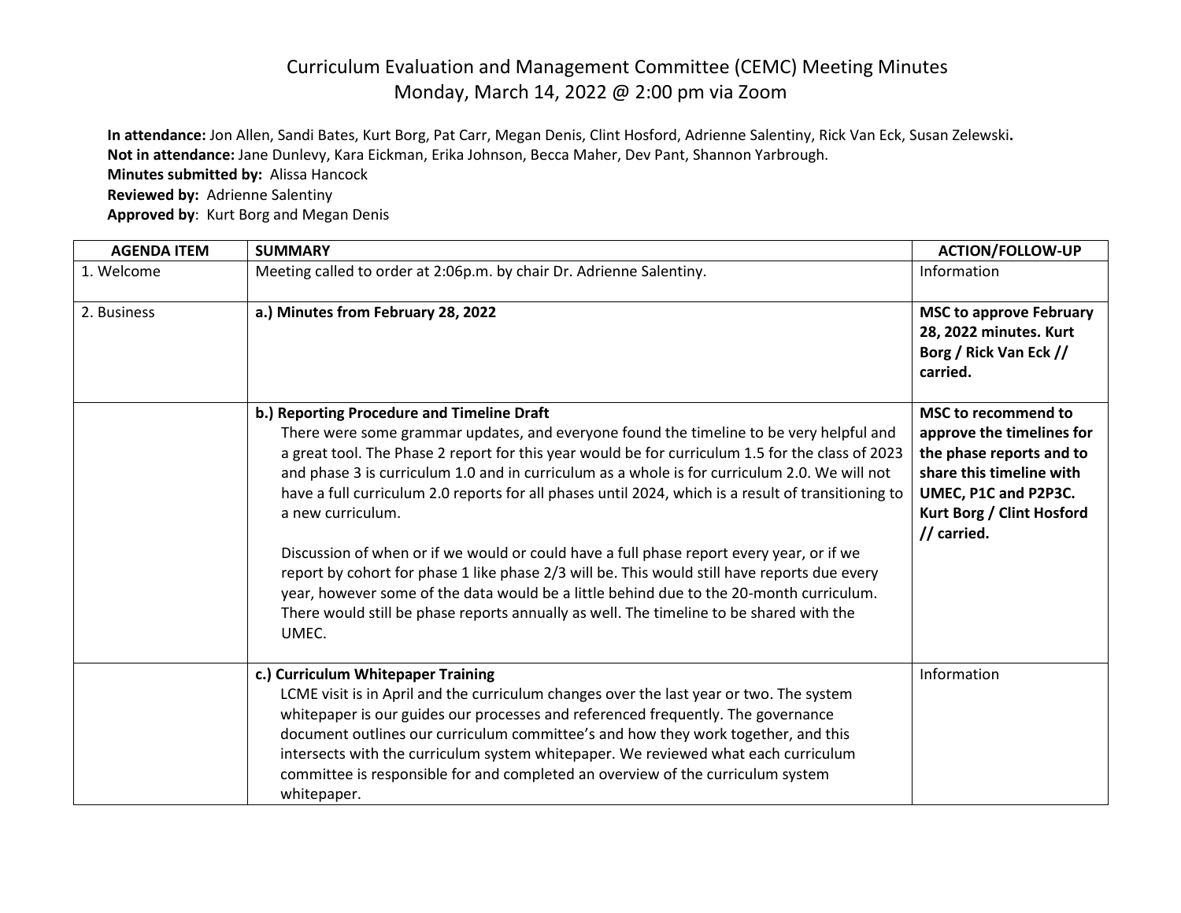# Curriculum Evaluation and Management Committee (CEMC) Meeting Minutes
## Monday, March 14, 2022 @ 2:00 pm via Zoom

**In attendance:** Jon Allen, Sandi Bates, Kurt Borg, Pat Carr, Megan Denis, Clint Hosford, Adrienne Salentiny, Rick Van Eck, Susan Zelewski**.**
**Not in attendance:** Jane Dunlevy, Kara Eickman, Erika Johnson, Becca Maher, Dev Pant, Shannon Yarbrough.
**Minutes submitted by:** Alissa Hancock
**Reviewed by:** Adrienne Salentiny
**Approved by**: Kurt Borg and Megan Denis

| AGENDA ITEM | SUMMARY | ACTION/FOLLOW-UP |
|---|---|---|
| 1. Welcome | Meeting called to order at 2:06p.m. by chair Dr. Adrienne Salentiny. | Information |
| 2. Business | **a.) Minutes from February 28, 2022** | **MSC to approve February 28, 2022 minutes. Kurt Borg / Rick Van Eck // carried.** |
| | **b.) Reporting Procedure and Timeline Draft**<br>There were some grammar updates, and everyone found the timeline to be very helpful and a great tool. The Phase 2 report for this year would be for curriculum 1.5 for the class of 2023 and phase 3 is curriculum 1.0 and in curriculum as a whole is for curriculum 2.0. We will not have a full curriculum 2.0 reports for all phases until 2024, which is a result of transitioning to a new curriculum.<br><br>Discussion of when or if we would or could have a full phase report every year, or if we report by cohort for phase 1 like phase 2/3 will be. This would still have reports due every year, however some of the data would be a little behind due to the 20-month curriculum. There would still be phase reports annually as well. The timeline to be shared with the UMEC. | **MSC to recommend to approve the timelines for the phase reports and to share this timeline with UMEC, P1C and P2P3C. Kurt Borg / Clint Hosford // carried.** |
| | **c.) Curriculum Whitepaper Training**<br>LCME visit is in April and the curriculum changes over the last year or two. The system whitepaper is our guides our processes and referenced frequently. The governance document outlines our curriculum committee's and how they work together, and this intersects with the curriculum system whitepaper. We reviewed what each curriculum committee is responsible for and completed an overview of the curriculum system whitepaper. | Information |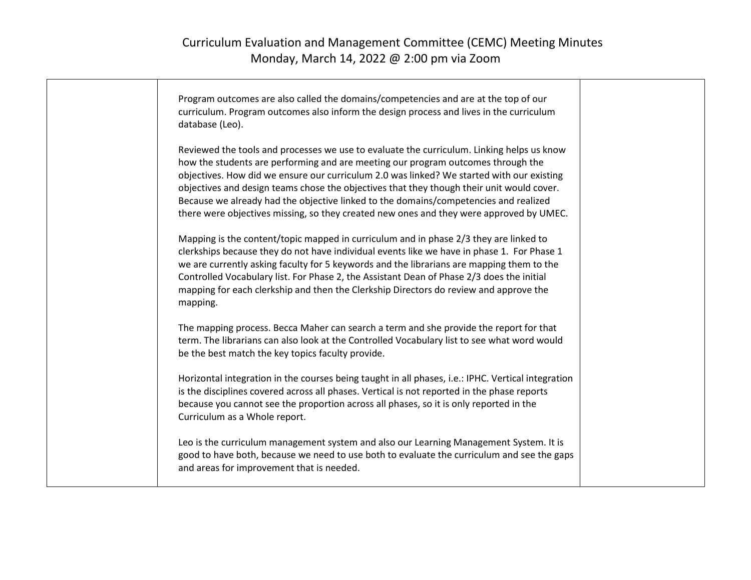# Curriculum Evaluation and Management Committee (CEMC) Meeting Minutes
Monday, March 14, 2022 @ 2:00 pm via Zoom

| | | |
|---|---|---|
| | Program outcomes are also called the domains/competencies and are at the top of our curriculum. Program outcomes also inform the design process and lives in the curriculum database (Leo).<br><br>Reviewed the tools and processes we use to evaluate the curriculum. Linking helps us know how the students are performing and are meeting our program outcomes through the objectives. How did we ensure our curriculum 2.0 was linked? We started with our existing objectives and design teams chose the objectives that they though their unit would cover. Because we already had the objective linked to the domains/competencies and realized there were objectives missing, so they created new ones and they were approved by UMEC.<br><br>Mapping is the content/topic mapped in curriculum and in phase 2/3 they are linked to clerkships because they do not have individual events like we have in phase 1. For Phase 1 we are currently asking faculty for 5 keywords and the librarians are mapping them to the Controlled Vocabulary list. For Phase 2, the Assistant Dean of Phase 2/3 does the initial mapping for each clerkship and then the Clerkship Directors do review and approve the mapping.<br><br>The mapping process. Becca Maher can search a term and she provide the report for that term. The librarians can also look at the Controlled Vocabulary list to see what word would be the best match the key topics faculty provide.<br><br>Horizontal integration in the courses being taught in all phases, i.e.: IPHC. Vertical integration is the disciplines covered across all phases. Vertical is not reported in the phase reports because you cannot see the proportion across all phases, so it is only reported in the Curriculum as a Whole report.<br><br>Leo is the curriculum management system and also our Learning Management System. It is good to have both, because we need to use both to evaluate the curriculum and see the gaps and areas for improvement that is needed. | |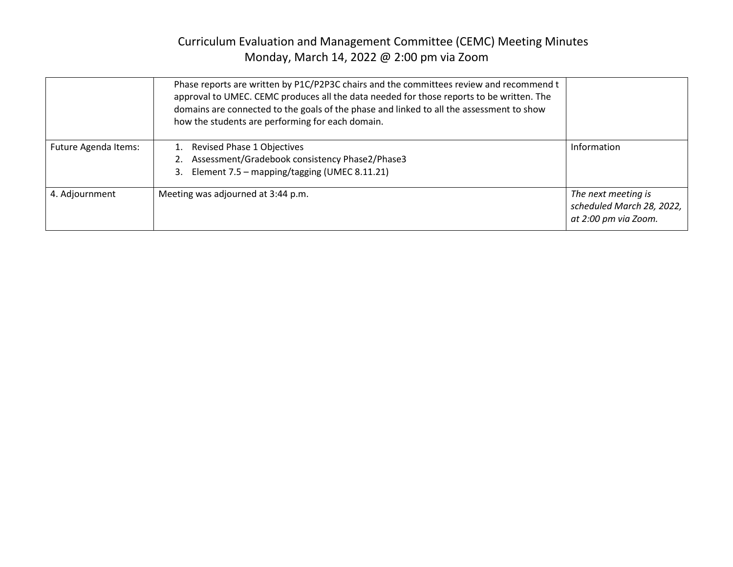# Curriculum Evaluation and Management Committee (CEMC) Meeting Minutes
## Monday, March 14, 2022 @ 2:00 pm via Zoom

| | | |
|---|---|---|
| | Phase reports are written by P1C/P2P3C chairs and the committees review and recommend t approval to UMEC. CEMC produces all the data needed for those reports to be written. The domains are connected to the goals of the phase and linked to all the assessment to show how the students are performing for each domain. | |
| Future Agenda Items: | 1. Revised Phase 1 Objectives<br>2. Assessment/Gradebook consistency Phase2/Phase3<br>3. Element 7.5 – mapping/tagging (UMEC 8.11.21) | Information |
| 4. Adjournment | Meeting was adjourned at 3:44 p.m. | *The next meeting is scheduled March 28, 2022, at 2:00 pm via Zoom.* |